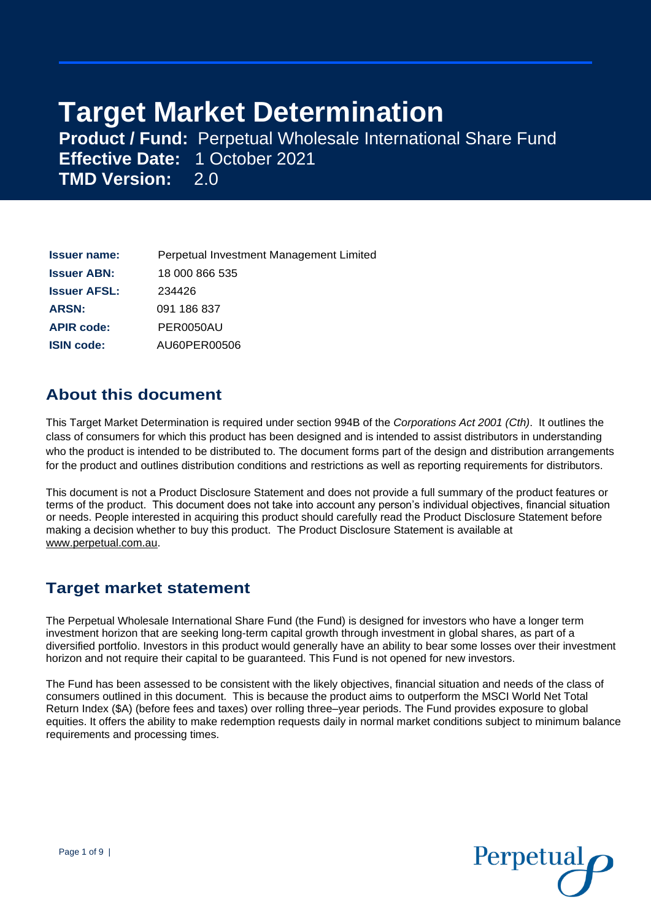# Target Market Determination

**Product / Fund:** Perpetual Wholesale International Share Fund
**Effective Date:** 1 October 2021
**TMD Version:** 2.0

| | |
|---|---|
| **Issuer name:** | Perpetual Investment Management Limited |
| **Issuer ABN:** | 18 000 866 535 |
| **Issuer AFSL:** | 234426 |
| **ARSN:** | 091 186 837 |
| **APIR code:** | PER0050AU |
| **ISIN code:** | AU60PER00506 |

## About this document

This Target Market Determination is required under section 994B of the *Corporations Act 2001 (Cth)*. It outlines the class of consumers for which this product has been designed and is intended to assist distributors in understanding who the product is intended to be distributed to. The document forms part of the design and distribution arrangements for the product and outlines distribution conditions and restrictions as well as reporting requirements for distributors.

This document is not a Product Disclosure Statement and does not provide a full summary of the product features or terms of the product. This document does not take into account any person's individual objectives, financial situation or needs. People interested in acquiring this product should carefully read the Product Disclosure Statement before making a decision whether to buy this product. The Product Disclosure Statement is available at www.perpetual.com.au.

## Target market statement

The Perpetual Wholesale International Share Fund (the Fund) is designed for investors who have a longer term investment horizon that are seeking long-term capital growth through investment in global shares, as part of a diversified portfolio. Investors in this product would generally have an ability to bear some losses over their investment horizon and not require their capital to be guaranteed. This Fund is not opened for new investors.

The Fund has been assessed to be consistent with the likely objectives, financial situation and needs of the class of consumers outlined in this document. This is because the product aims to outperform the MSCI World Net Total Return Index ($A) (before fees and taxes) over rolling three–year periods. The Fund provides exposure to global equities. It offers the ability to make redemption requests daily in normal market conditions subject to minimum balance requirements and processing times.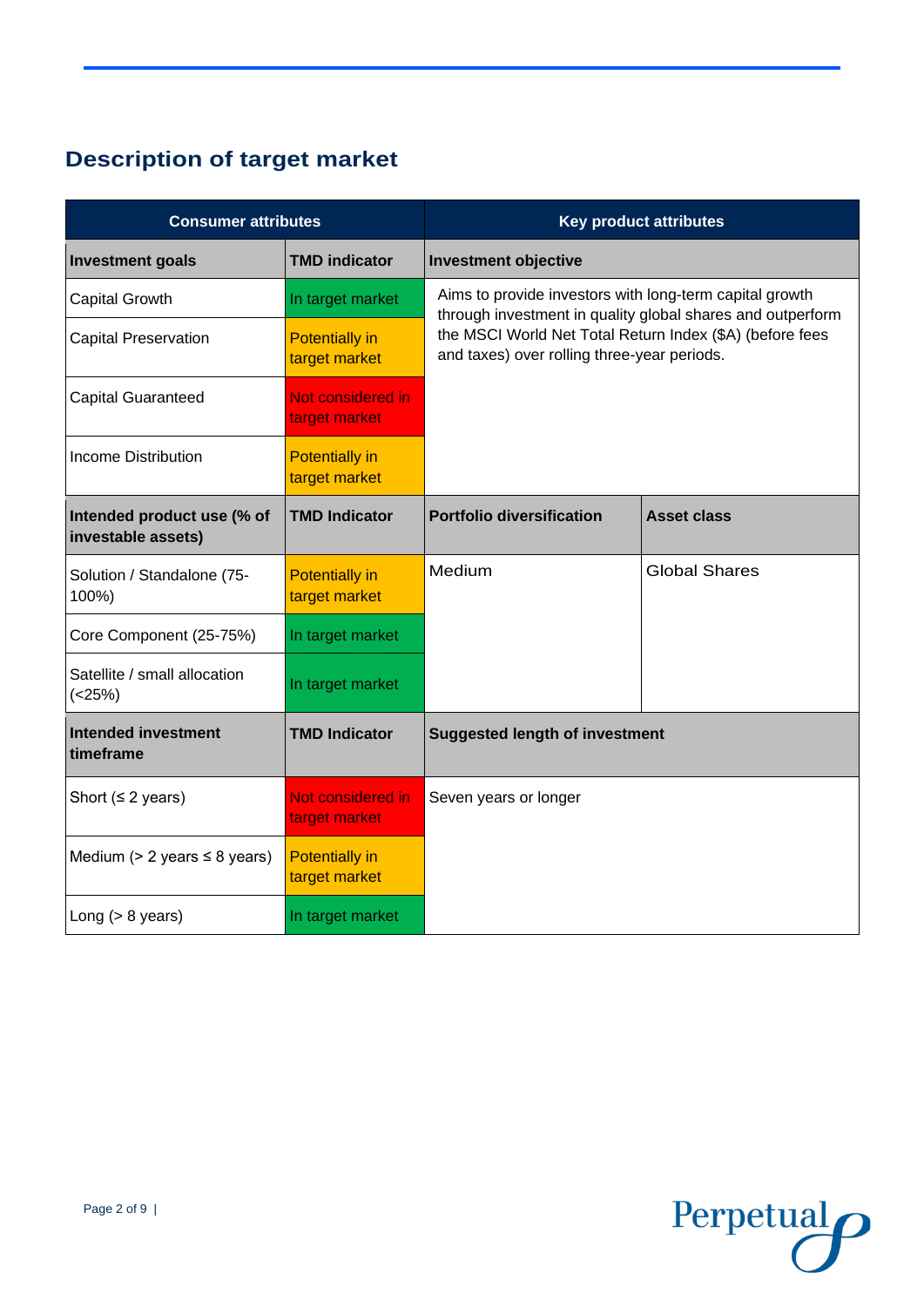## Description of target market

| Consumer attributes | | Key product attributes | |
|---|---|---|---|
| **Investment goals** | **TMD indicator** | **Investment objective** | |
| Capital Growth | In target market | Aims to provide investors with long-term capital growth through investment in quality global shares and outperform the MSCI World Net Total Return Index ($A) (before fees and taxes) over rolling three-year periods. | |
| Capital Preservation | Potentially in target market | | |
| Capital Guaranteed | Not considered in target market | | |
| Income Distribution | Potentially in target market | | |
| **Intended product use (% of investable assets)** | **TMD Indicator** | **Portfolio diversification** | **Asset class** |
| Solution / Standalone (75-100%) | Potentially in target market | Medium | Global Shares |
| Core Component (25-75%) | In target market | | |
| Satellite / small allocation (<25%) | In target market | | |
| **Intended investment timeframe** | **TMD Indicator** | **Suggested length of investment** | |
| Short (≤ 2 years) | Not considered in target market | Seven years or longer | |
| Medium (> 2 years ≤ 8 years) | Potentially in target market | | |
| Long (> 8 years) | In target market | | |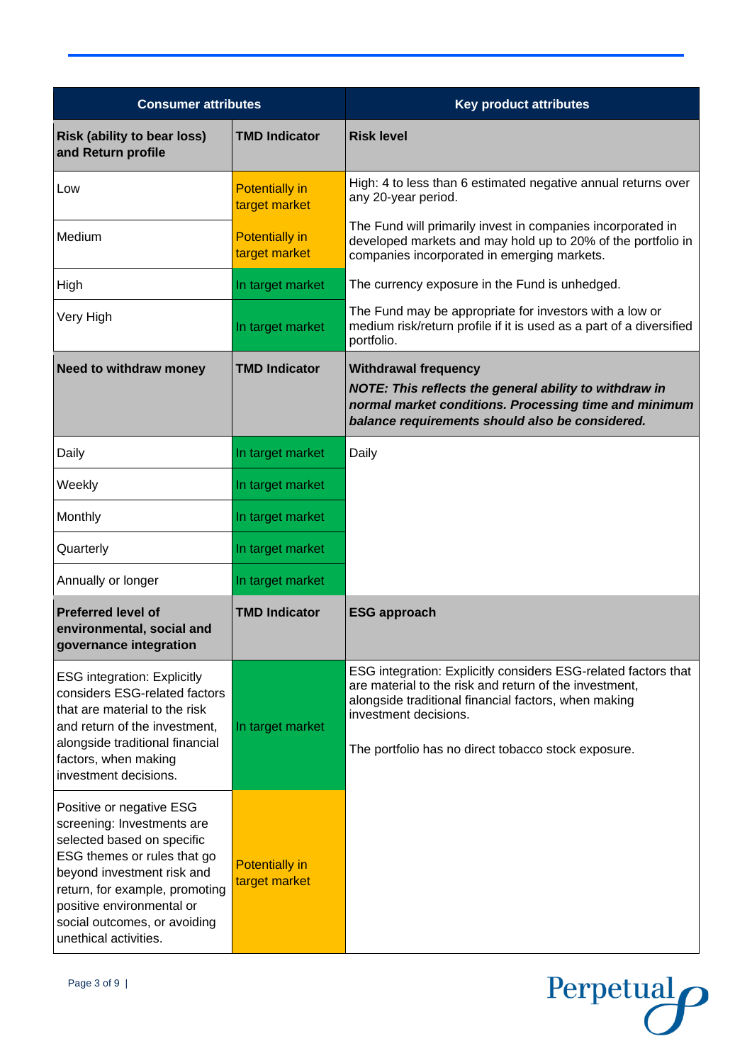| Consumer attributes | | Key product attributes |
|---|---|---|
| **Risk (ability to bear loss) and Return profile** | **TMD Indicator** | **Risk level** |
| Low | Potentially in target market | High: 4 to less than 6 estimated negative annual returns over any 20-year period. |
| Medium | Potentially in target market | The Fund will primarily invest in companies incorporated in developed markets and may hold up to 20% of the portfolio in companies incorporated in emerging markets. |
| High | In target market | The currency exposure in the Fund is unhedged. |
| Very High | In target market | The Fund may be appropriate for investors with a low or medium risk/return profile if it is used as a part of a diversified portfolio. |
| **Need to withdraw money** | **TMD Indicator** | **Withdrawal frequency** ***NOTE: This reflects the general ability to withdraw in normal market conditions. Processing time and minimum balance requirements should also be considered.*** |
| Daily | In target market | Daily |
| Weekly | In target market | |
| Monthly | In target market | |
| Quarterly | In target market | |
| Annually or longer | In target market | |
| **Preferred level of environmental, social and governance integration** | **TMD Indicator** | **ESG approach** |
| ESG integration: Explicitly considers ESG-related factors that are material to the risk and return of the investment, alongside traditional financial factors, when making investment decisions. | In target market | ESG integration: Explicitly considers ESG-related factors that are material to the risk and return of the investment, alongside traditional financial factors, when making investment decisions.<br><br>The portfolio has no direct tobacco stock exposure. |
| Positive or negative ESG screening: Investments are selected based on specific ESG themes or rules that go beyond investment risk and return, for example, promoting positive environmental or social outcomes, or avoiding unethical activities. | Potentially in target market | |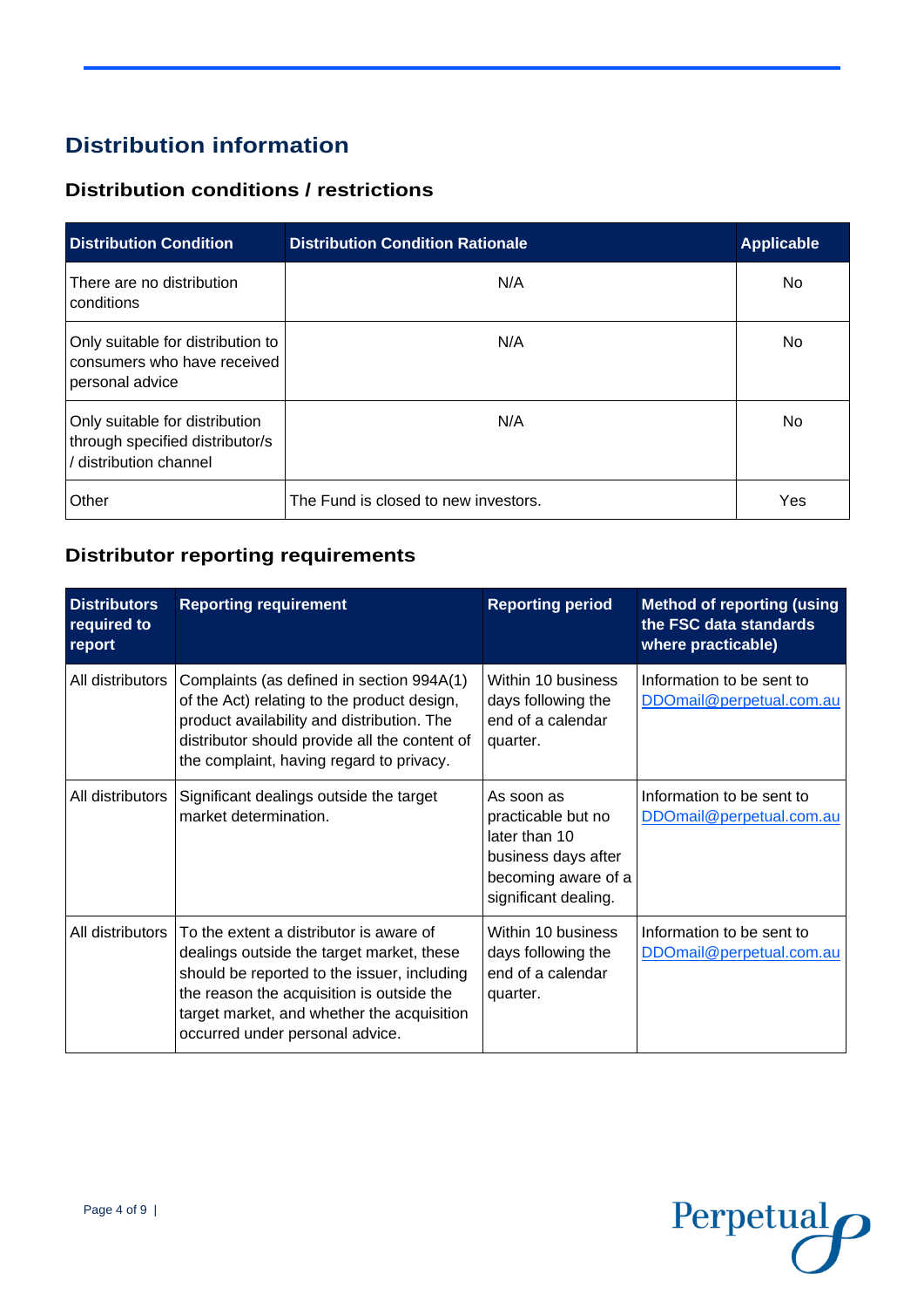# Distribution information

## Distribution conditions / restrictions

| Distribution Condition | Distribution Condition Rationale | Applicable |
|---|---|---|
| There are no distribution conditions | N/A | No |
| Only suitable for distribution to consumers who have received personal advice | N/A | No |
| Only suitable for distribution through specified distributor/s / distribution channel | N/A | No |
| Other | The Fund is closed to new investors. | Yes |

## Distributor reporting requirements

| Distributors required to report | Reporting requirement | Reporting period | Method of reporting (using the FSC data standards where practicable) |
|---|---|---|---|
| All distributors | Complaints (as defined in section 994A(1) of the Act) relating to the product design, product availability and distribution. The distributor should provide all the content of the complaint, having regard to privacy. | Within 10 business days following the end of a calendar quarter. | Information to be sent to DDOmail@perpetual.com.au |
| All distributors | Significant dealings outside the target market determination. | As soon as practicable but no later than 10 business days after becoming aware of a significant dealing. | Information to be sent to DDOmail@perpetual.com.au |
| All distributors | To the extent a distributor is aware of dealings outside the target market, these should be reported to the issuer, including the reason the acquisition is outside the target market, and whether the acquisition occurred under personal advice. | Within 10 business days following the end of a calendar quarter. | Information to be sent to DDOmail@perpetual.com.au |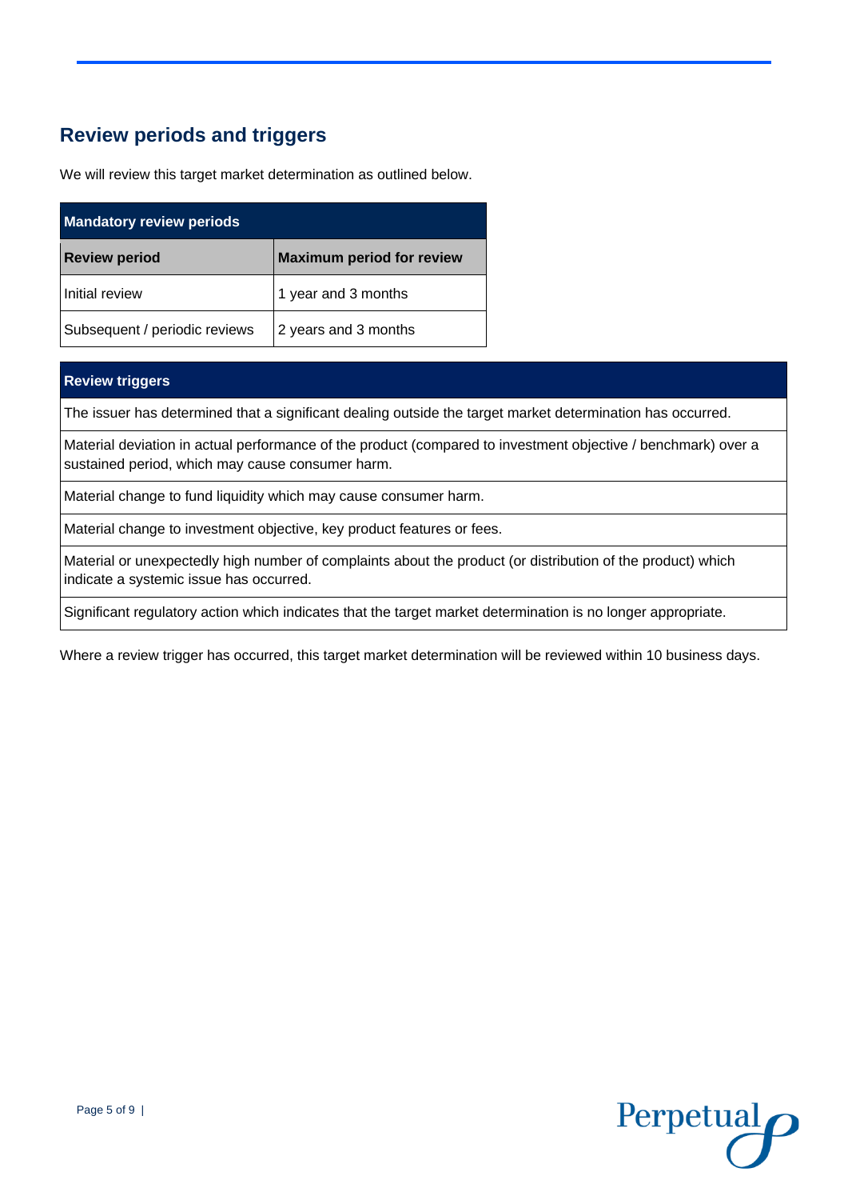## Review periods and triggers

We will review this target market determination as outlined below.

| Mandatory review periods | |
|---|---|
| **Review period** | **Maximum period for review** |
| Initial review | 1 year and 3 months |
| Subsequent / periodic reviews | 2 years and 3 months |

| Review triggers |
|---|
| The issuer has determined that a significant dealing outside the target market determination has occurred. |
| Material deviation in actual performance of the product (compared to investment objective / benchmark) over a sustained period, which may cause consumer harm. |
| Material change to fund liquidity which may cause consumer harm. |
| Material change to investment objective, key product features or fees. |
| Material or unexpectedly high number of complaints about the product (or distribution of the product) which indicate a systemic issue has occurred. |
| Significant regulatory action which indicates that the target market determination is no longer appropriate. |

Where a review trigger has occurred, this target market determination will be reviewed within 10 business days.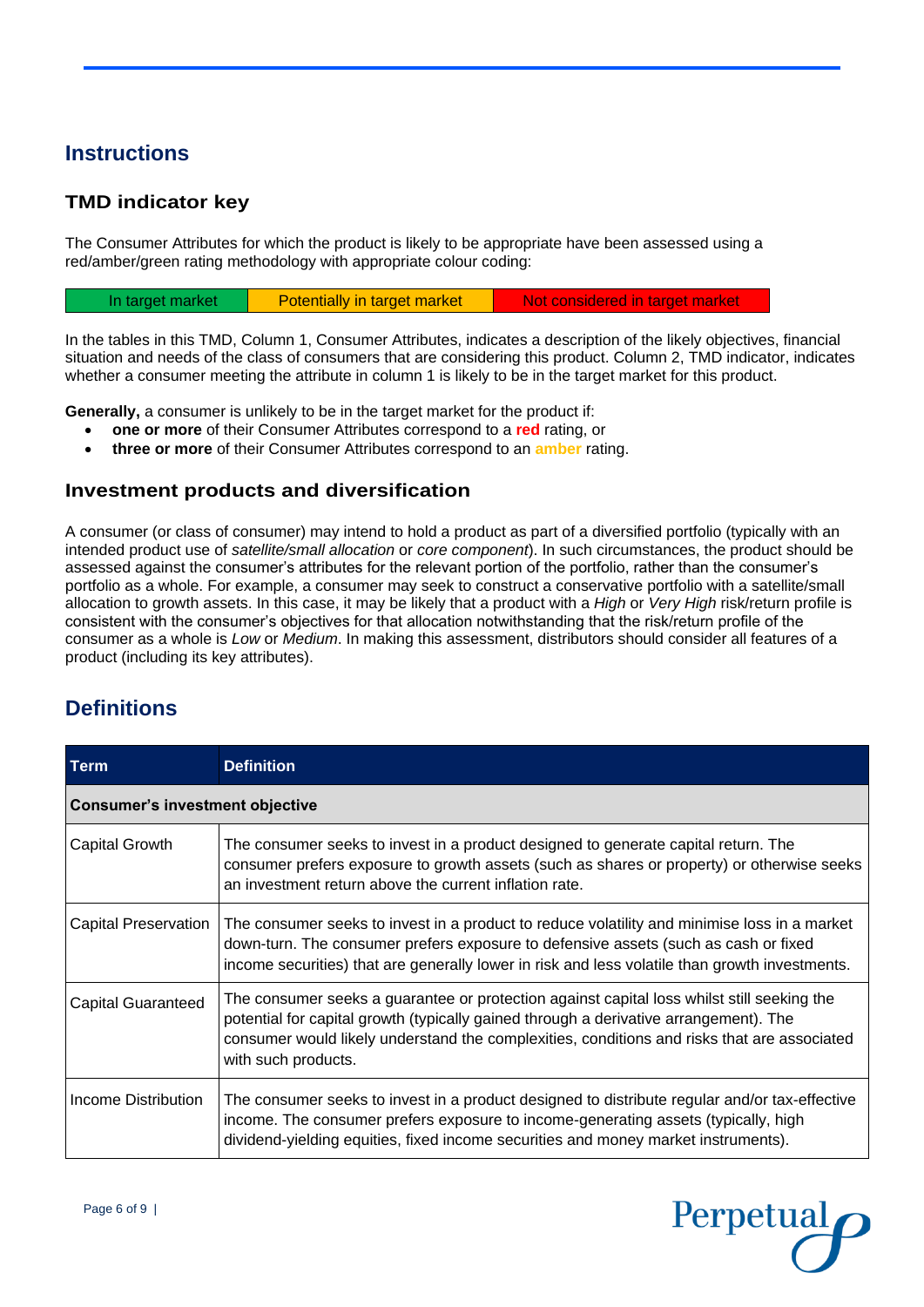## Instructions

### TMD indicator key

The Consumer Attributes for which the product is likely to be appropriate have been assessed using a red/amber/green rating methodology with appropriate colour coding:

| In target market | Potentially in target market | Not considered in target market |
|---|---|---|

In the tables in this TMD, Column 1, Consumer Attributes, indicates a description of the likely objectives, financial situation and needs of the class of consumers that are considering this product. Column 2, TMD indicator, indicates whether a consumer meeting the attribute in column 1 is likely to be in the target market for this product.

**Generally,** a consumer is unlikely to be in the target market for the product if:

- **one or more** of their Consumer Attributes correspond to a **red** rating, or
- **three or more** of their Consumer Attributes correspond to an **amber** rating.

### Investment products and diversification

A consumer (or class of consumer) may intend to hold a product as part of a diversified portfolio (typically with an intended product use of *satellite/small allocation* or *core component*). In such circumstances, the product should be assessed against the consumer's attributes for the relevant portion of the portfolio, rather than the consumer's portfolio as a whole. For example, a consumer may seek to construct a conservative portfolio with a satellite/small allocation to growth assets. In this case, it may be likely that a product with a *High* or *Very High* risk/return profile is consistent with the consumer's objectives for that allocation notwithstanding that the risk/return profile of the consumer as a whole is *Low* or *Medium*. In making this assessment, distributors should consider all features of a product (including its key attributes).

## Definitions

| Term | Definition |
|---|---|
| **Consumer's investment objective** | |
| Capital Growth | The consumer seeks to invest in a product designed to generate capital return. The consumer prefers exposure to growth assets (such as shares or property) or otherwise seeks an investment return above the current inflation rate. |
| Capital Preservation | The consumer seeks to invest in a product to reduce volatility and minimise loss in a market down-turn. The consumer prefers exposure to defensive assets (such as cash or fixed income securities) that are generally lower in risk and less volatile than growth investments. |
| Capital Guaranteed | The consumer seeks a guarantee or protection against capital loss whilst still seeking the potential for capital growth (typically gained through a derivative arrangement). The consumer would likely understand the complexities, conditions and risks that are associated with such products. |
| Income Distribution | The consumer seeks to invest in a product designed to distribute regular and/or tax-effective income. The consumer prefers exposure to income-generating assets (typically, high dividend-yielding equities, fixed income securities and money market instruments). |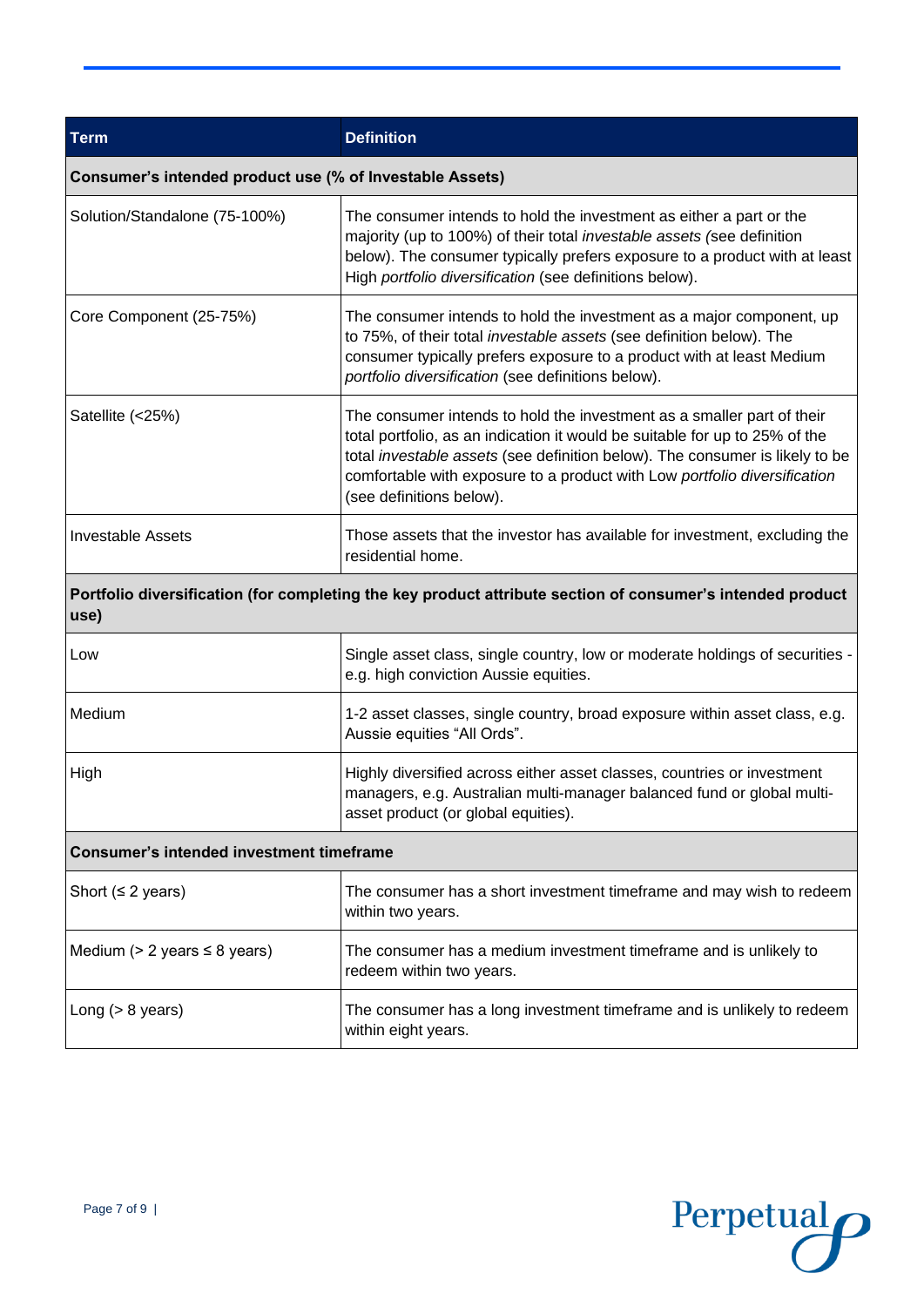| Term | Definition |
|---|---|
| **Consumer's intended product use (% of Investable Assets)** | |
| Solution/Standalone (75-100%) | The consumer intends to hold the investment as either a part or the majority (up to 100%) of their total *investable assets (*see definition below). The consumer typically prefers exposure to a product with at least High *portfolio diversification* (see definitions below). |
| Core Component (25-75%) | The consumer intends to hold the investment as a major component, up to 75%, of their total *investable assets* (see definition below). The consumer typically prefers exposure to a product with at least Medium *portfolio diversification* (see definitions below). |
| Satellite (<25%) | The consumer intends to hold the investment as a smaller part of their total portfolio, as an indication it would be suitable for up to 25% of the total *investable assets* (see definition below). The consumer is likely to be comfortable with exposure to a product with Low *portfolio diversification* (see definitions below). |
| Investable Assets | Those assets that the investor has available for investment, excluding the residential home. |
| **Portfolio diversification (for completing the key product attribute section of consumer's intended product use)** | |
| Low | Single asset class, single country, low or moderate holdings of securities - e.g. high conviction Aussie equities. |
| Medium | 1-2 asset classes, single country, broad exposure within asset class, e.g. Aussie equities "All Ords". |
| High | Highly diversified across either asset classes, countries or investment managers, e.g. Australian multi-manager balanced fund or global multi-asset product (or global equities). |
| **Consumer's intended investment timeframe** | |
| Short (≤ 2 years) | The consumer has a short investment timeframe and may wish to redeem within two years. |
| Medium (> 2 years ≤ 8 years) | The consumer has a medium investment timeframe and is unlikely to redeem within two years. |
| Long (> 8 years) | The consumer has a long investment timeframe and is unlikely to redeem within eight years. |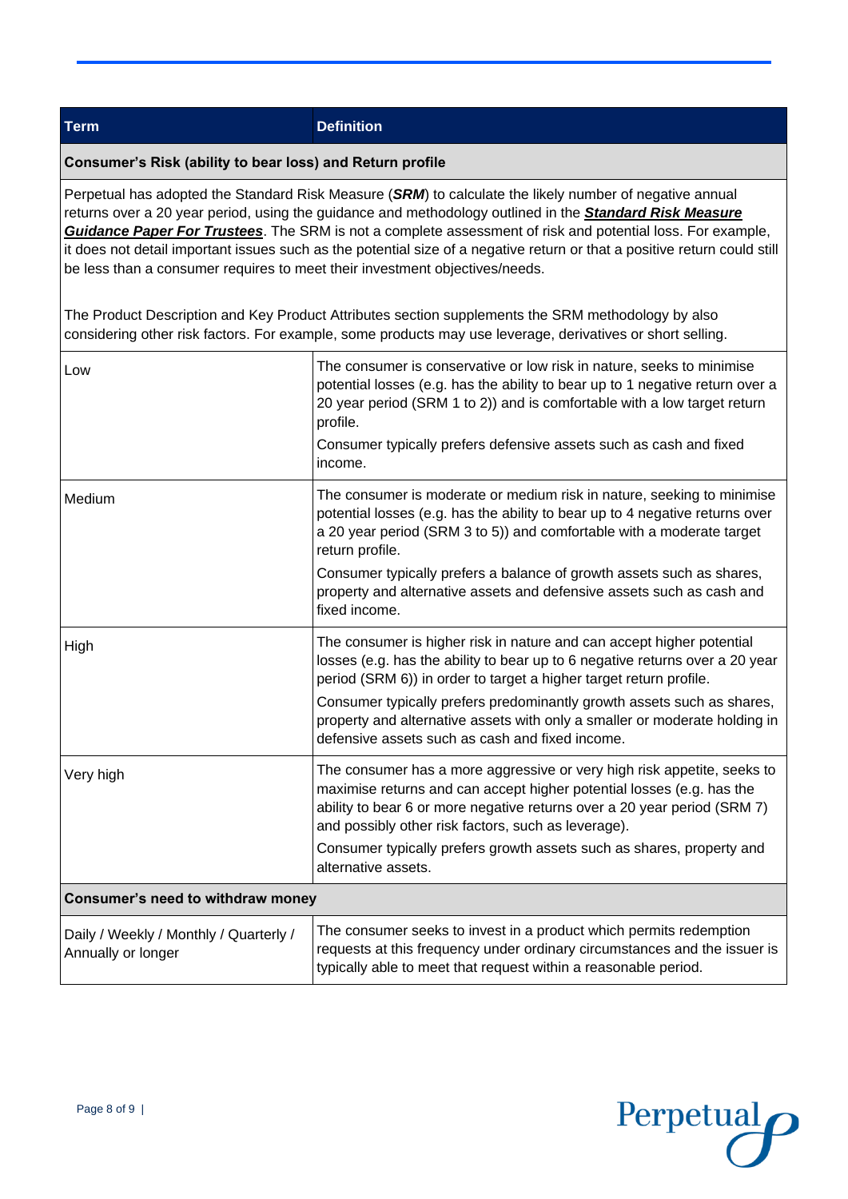| Term | Definition |
|---|---|
| **Consumer's Risk (ability to bear loss) and Return profile** | |
| Perpetual has adopted the Standard Risk Measure (***SRM***) to calculate the likely number of negative annual returns over a 20 year period, using the guidance and methodology outlined in the ***Standard Risk Measure Guidance Paper For Trustees***. The SRM is not a complete assessment of risk and potential loss. For example, it does not detail important issues such as the potential size of a negative return or that a positive return could still be less than a consumer requires to meet their investment objectives/needs.<br><br>The Product Description and Key Product Attributes section supplements the SRM methodology by also considering other risk factors. For example, some products may use leverage, derivatives or short selling. | |
| Low | The consumer is conservative or low risk in nature, seeks to minimise potential losses (e.g. has the ability to bear up to 1 negative return over a 20 year period (SRM 1 to 2)) and is comfortable with a low target return profile.<br>Consumer typically prefers defensive assets such as cash and fixed income. |
| Medium | The consumer is moderate or medium risk in nature, seeking to minimise potential losses (e.g. has the ability to bear up to 4 negative returns over a 20 year period (SRM 3 to 5)) and comfortable with a moderate target return profile.<br>Consumer typically prefers a balance of growth assets such as shares, property and alternative assets and defensive assets such as cash and fixed income. |
| High | The consumer is higher risk in nature and can accept higher potential losses (e.g. has the ability to bear up to 6 negative returns over a 20 year period (SRM 6)) in order to target a higher target return profile.<br>Consumer typically prefers predominantly growth assets such as shares, property and alternative assets with only a smaller or moderate holding in defensive assets such as cash and fixed income. |
| Very high | The consumer has a more aggressive or very high risk appetite, seeks to maximise returns and can accept higher potential losses (e.g. has the ability to bear 6 or more negative returns over a 20 year period (SRM 7) and possibly other risk factors, such as leverage).<br>Consumer typically prefers growth assets such as shares, property and alternative assets. |
| **Consumer's need to withdraw money** | |
| Daily / Weekly / Monthly / Quarterly / Annually or longer | The consumer seeks to invest in a product which permits redemption requests at this frequency under ordinary circumstances and the issuer is typically able to meet that request within a reasonable period. |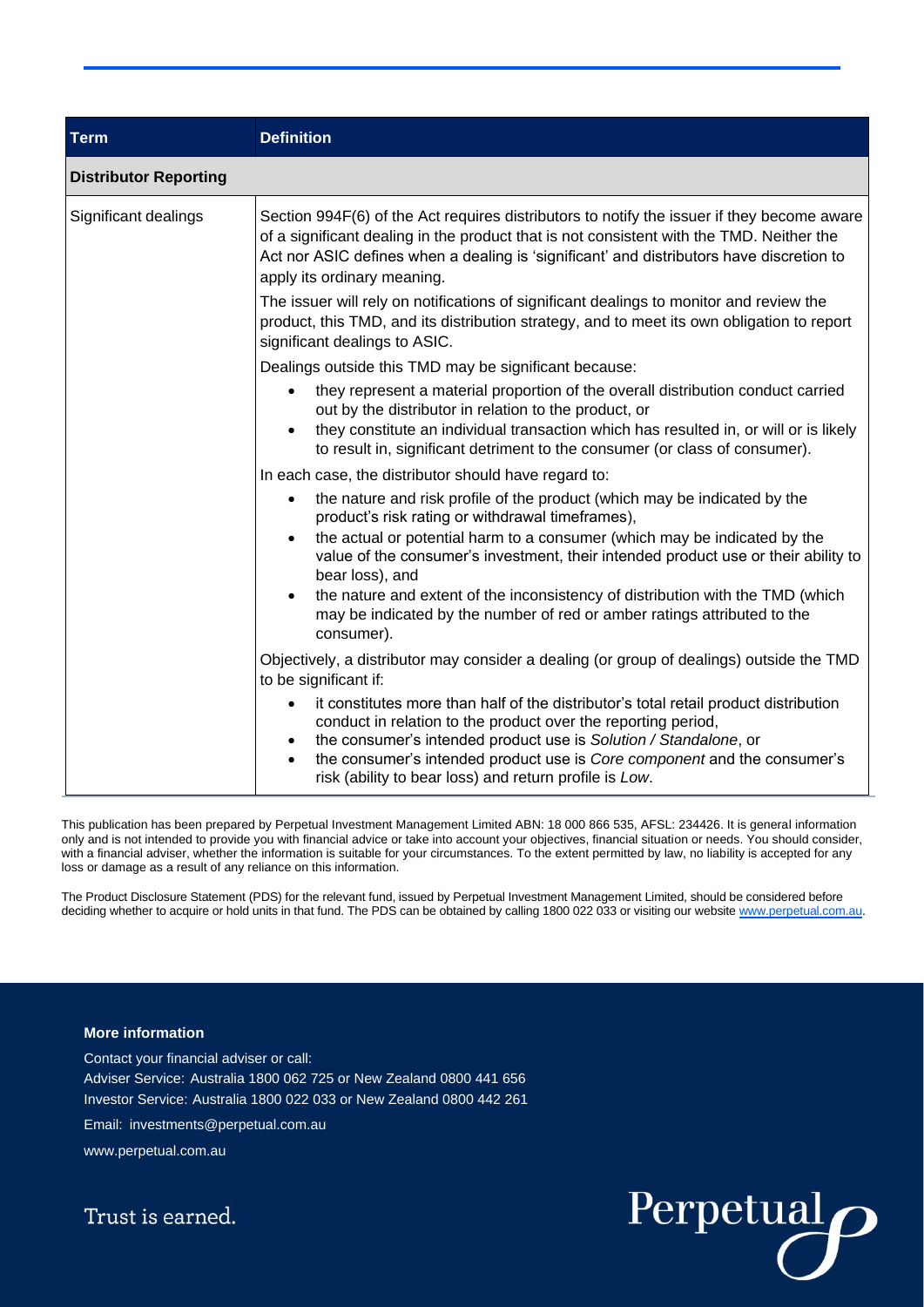| Term | Definition |
|---|---|
| **Distributor Reporting** | |
| Significant dealings | Section 994F(6) of the Act requires distributors to notify the issuer if they become aware of a significant dealing in the product that is not consistent with the TMD. Neither the Act nor ASIC defines when a dealing is 'significant' and distributors have discretion to apply its ordinary meaning.<br><br>The issuer will rely on notifications of significant dealings to monitor and review the product, this TMD, and its distribution strategy, and to meet its own obligation to report significant dealings to ASIC.<br><br>Dealings outside this TMD may be significant because:<br>• they represent a material proportion of the overall distribution conduct carried out by the distributor in relation to the product, or<br>• they constitute an individual transaction which has resulted in, or will or is likely to result in, significant detriment to the consumer (or class of consumer).<br><br>In each case, the distributor should have regard to:<br>• the nature and risk profile of the product (which may be indicated by the product's risk rating or withdrawal timeframes),<br>• the actual or potential harm to a consumer (which may be indicated by the value of the consumer's investment, their intended product use or their ability to bear loss), and<br>• the nature and extent of the inconsistency of distribution with the TMD (which may be indicated by the number of red or amber ratings attributed to the consumer).<br><br>Objectively, a distributor may consider a dealing (or group of dealings) outside the TMD to be significant if:<br>• it constitutes more than half of the distributor's total retail product distribution conduct in relation to the product over the reporting period,<br>• the consumer's intended product use is *Solution / Standalone*, or<br>• the consumer's intended product use is *Core component* and the consumer's risk (ability to bear loss) and return profile is *Low*. |

This publication has been prepared by Perpetual Investment Management Limited ABN: 18 000 866 535, AFSL: 234426. It is general information only and is not intended to provide you with financial advice or take into account your objectives, financial situation or needs. You should consider, with a financial adviser, whether the information is suitable for your circumstances. To the extent permitted by law, no liability is accepted for any loss or damage as a result of any reliance on this information.

The Product Disclosure Statement (PDS) for the relevant fund, issued by Perpetual Investment Management Limited, should be considered before deciding whether to acquire or hold units in that fund. The PDS can be obtained by calling 1800 022 033 or visiting our website www.perpetual.com.au.

**More information**

Contact your financial adviser or call:

Adviser Service: Australia 1800 062 725 or New Zealand 0800 441 656

Investor Service: Australia 1800 022 033 or New Zealand 0800 442 261

Email: investments@perpetual.com.au

www.perpetual.com.au

Trust is earned.

Perpetual